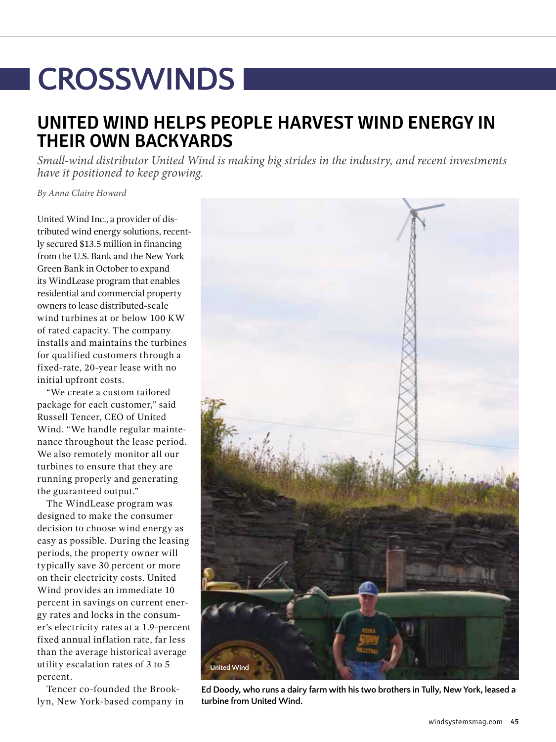# CROSSWINDS

## UNITED WIND HELPS PEOPLE HARVEST WIND ENERGY IN THEIR OWN BACKYARDS

*Small-wind distributor United Wind is making big strides in the industry, and recent investments have it positioned to keep growing.*

*By Anna Claire Howard*

United Wind Inc., a provider of distributed wind energy solutions, recently secured $13.5 million in financing from the U.S. Bank and the New York Green Bank in October to expand its WindLease program that enables residential and commercial property owners to lease distributed-scale wind turbines at or below 100 KW of rated capacity. The company installs and maintains the turbines for qualified customers through a fixed-rate, 20-year lease with no initial upfront costs.

"We create a custom tailored package for each customer," said Russell Tencer, CEO of United Wind. "We handle regular maintenance throughout the lease period. We also remotely monitor all our turbines to ensure that they are running properly and generating the guaranteed output."

The WindLease program was designed to make the consumer decision to choose wind energy as easy as possible. During the leasing periods, the property owner will typically save 30 percent or more on their electricity costs. United Wind provides an immediate 10 percent in savings on current energy rates and locks in the consumer's electricity rates at a 1.9-percent fixed annual inflation rate, far less than the average historical average utility escalation rates of 3 to 5 percent.

Tencer co-founded the Brooklyn, New York-based company in

United Wind

Ed Doody, who runs a dairy farm with his two brothers in Tully, New York, leased a turbine from United Wind.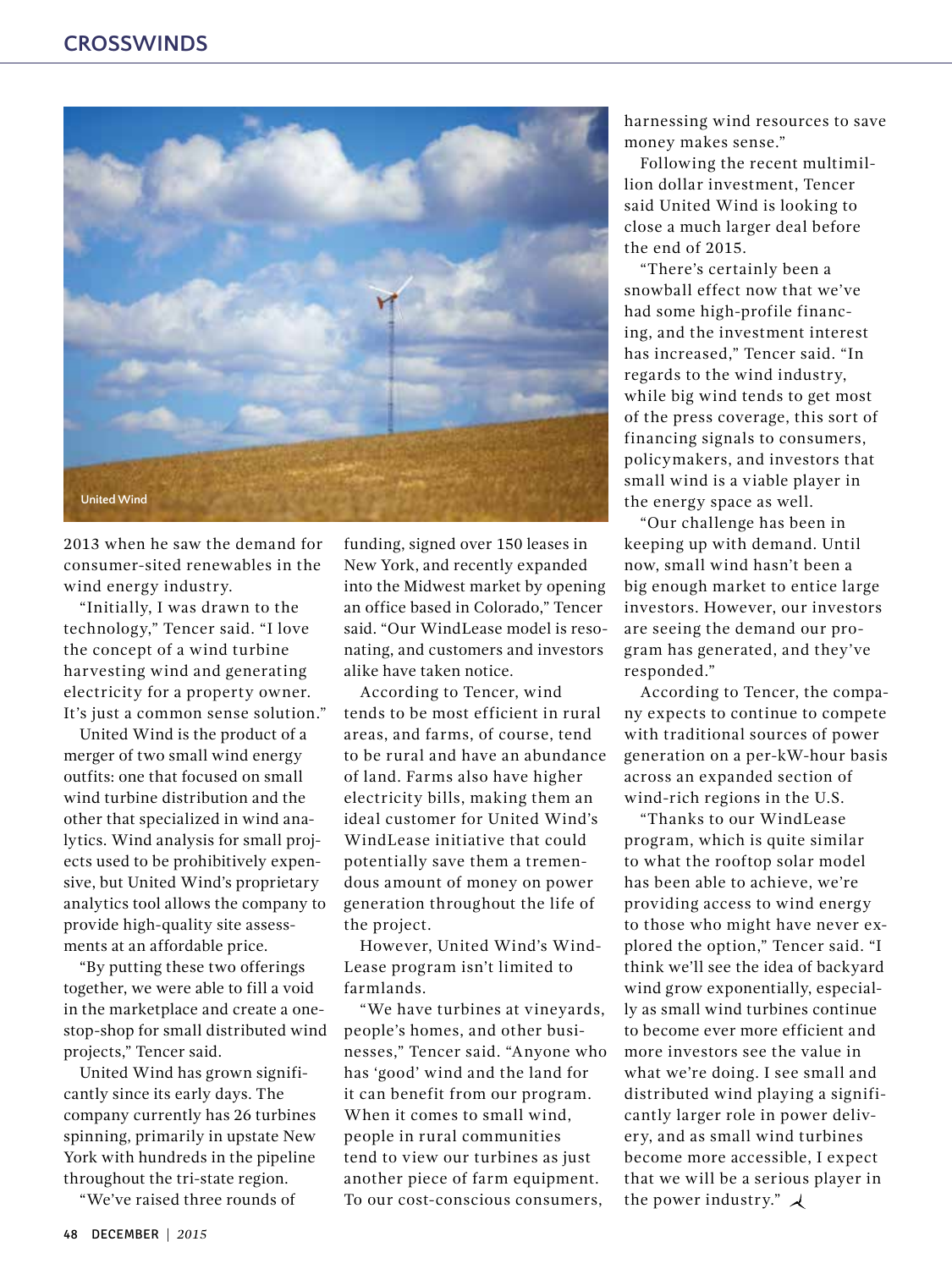United Wind

2013 when he saw the demand for consumer-sited renewables in the wind energy industry.

"Initially, I was drawn to the technology," Tencer said. "I love the concept of a wind turbine harvesting wind and generating electricity for a property owner. It's just a common sense solution."

United Wind is the product of a merger of two small wind energy outfits: one that focused on small wind turbine distribution and the other that specialized in wind analytics. Wind analysis for small projects used to be prohibitively expensive, but United Wind's proprietary analytics tool allows the company to provide high-quality site assessments at an affordable price.

"By putting these two offerings together, we were able to fill a void in the marketplace and create a one-stop-shop for small distributed wind projects," Tencer said.

United Wind has grown significantly since its early days. The company currently has 26 turbines spinning, primarily in upstate New York with hundreds in the pipeline throughout the tri-state region.

"We've raised three rounds of funding, signed over 150 leases in New York, and recently expanded into the Midwest market by opening an office based in Colorado," Tencer said. "Our WindLease model is resonating, and customers and investors alike have taken notice.

According to Tencer, wind tends to be most efficient in rural areas, and farms, of course, tend to be rural and have an abundance of land. Farms also have higher electricity bills, making them an ideal customer for United Wind's WindLease initiative that could potentially save them a tremendous amount of money on power generation throughout the life of the project.

However, United Wind's WindLease program isn't limited to farmlands.

"We have turbines at vineyards, people's homes, and other businesses," Tencer said. "Anyone who has 'good' wind and the land for it can benefit from our program. When it comes to small wind, people in rural communities tend to view our turbines as just another piece of farm equipment. To our cost-conscious consumers, harnessing wind resources to save money makes sense."

Following the recent multimillion dollar investment, Tencer said United Wind is looking to close a much larger deal before the end of 2015.

"There's certainly been a snowball effect now that we've had some high-profile financing, and the investment interest has increased," Tencer said. "In regards to the wind industry, while big wind tends to get most of the press coverage, this sort of financing signals to consumers, policymakers, and investors that small wind is a viable player in the energy space as well.

"Our challenge has been in keeping up with demand. Until now, small wind hasn't been a big enough market to entice large investors. However, our investors are seeing the demand our program has generated, and they've responded."

According to Tencer, the company expects to continue to compete with traditional sources of power generation on a per-kW-hour basis across an expanded section of wind-rich regions in the U.S.

"Thanks to our WindLease program, which is quite similar to what the rooftop solar model has been able to achieve, we're providing access to wind energy to those who might have never explored the option," Tencer said. "I think we'll see the idea of backyard wind grow exponentially, especially as small wind turbines continue to become ever more efficient and more investors see the value in what we're doing. I see small and distributed wind playing a significantly larger role in power delivery, and as small wind turbines become more accessible, I expect that we will be a serious player in the power industry."